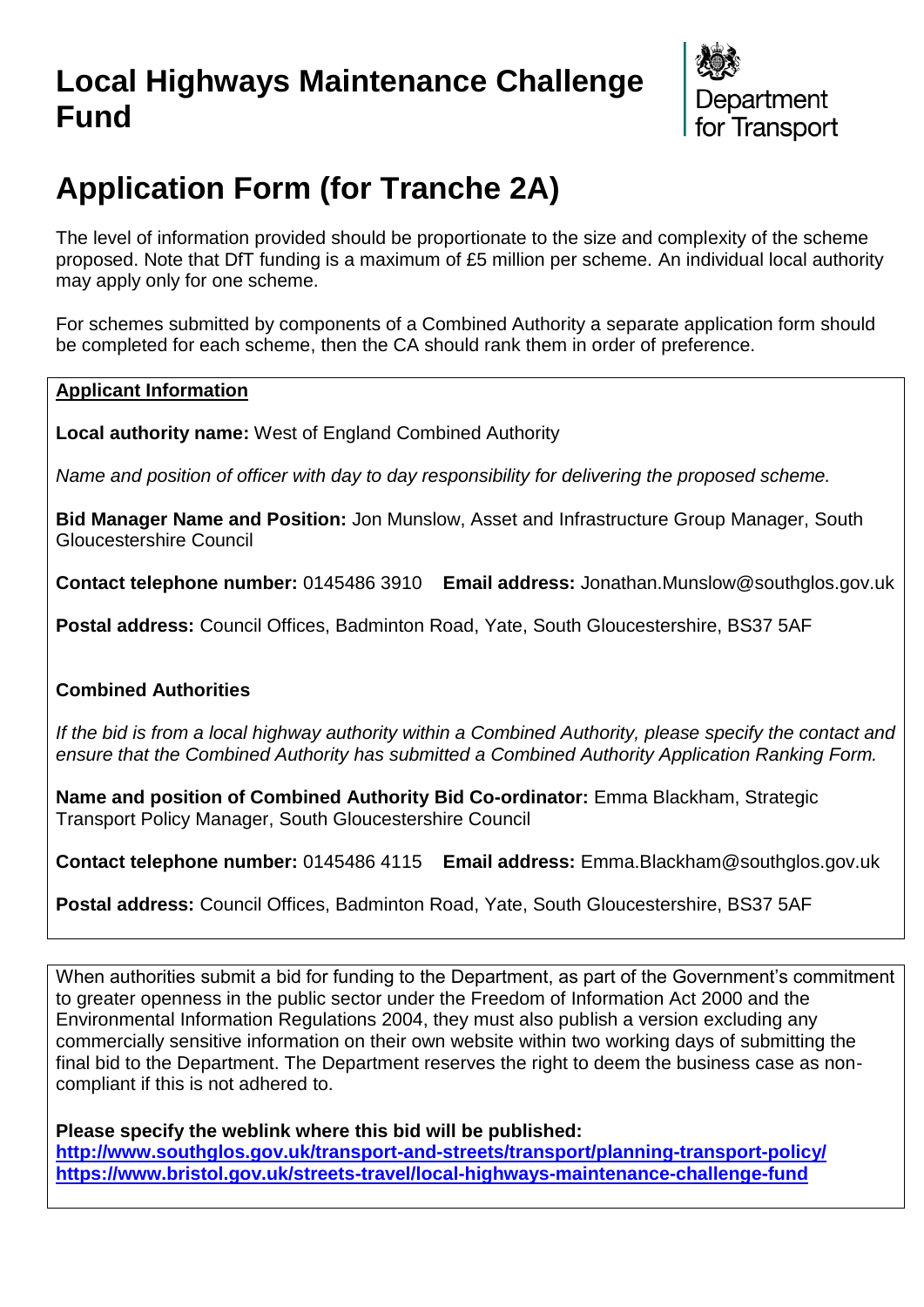# Local Highways Maintenance Challenge Fund

Department for Transport

# Application Form (for Tranche 2A)

The level of information provided should be proportionate to the size and complexity of the scheme proposed. Note that DfT funding is a maximum of £5 million per scheme. An individual local authority may apply only for one scheme.

For schemes submitted by components of a Combined Authority a separate application form should be completed for each scheme, then the CA should rank them in order of preference.

**Applicant Information**

**Local authority name:** West of England Combined Authority

*Name and position of officer with day to day responsibility for delivering the proposed scheme.*

**Bid Manager Name and Position:** Jon Munslow, Asset and Infrastructure Group Manager, South Gloucestershire Council

**Contact telephone number:** 0145486 3910 **Email address:** Jonathan.Munslow@southglos.gov.uk

**Postal address:** Council Offices, Badminton Road, Yate, South Gloucestershire, BS37 5AF

**Combined Authorities**

*If the bid is from a local highway authority within a Combined Authority, please specify the contact and ensure that the Combined Authority has submitted a Combined Authority Application Ranking Form.*

**Name and position of Combined Authority Bid Co-ordinator:** Emma Blackham, Strategic Transport Policy Manager, South Gloucestershire Council

**Contact telephone number:** 0145486 4115 **Email address:** Emma.Blackham@southglos.gov.uk

**Postal address:** Council Offices, Badminton Road, Yate, South Gloucestershire, BS37 5AF

When authorities submit a bid for funding to the Department, as part of the Government's commitment to greater openness in the public sector under the Freedom of Information Act 2000 and the Environmental Information Regulations 2004, they must also publish a version excluding any commercially sensitive information on their own website within two working days of submitting the final bid to the Department. The Department reserves the right to deem the business case as non-compliant if this is not adhered to.

**Please specify the weblink where this bid will be published:**
**http://www.southglos.gov.uk/transport-and-streets/transport/planning-transport-policy/**
**https://www.bristol.gov.uk/streets-travel/local-highways-maintenance-challenge-fund**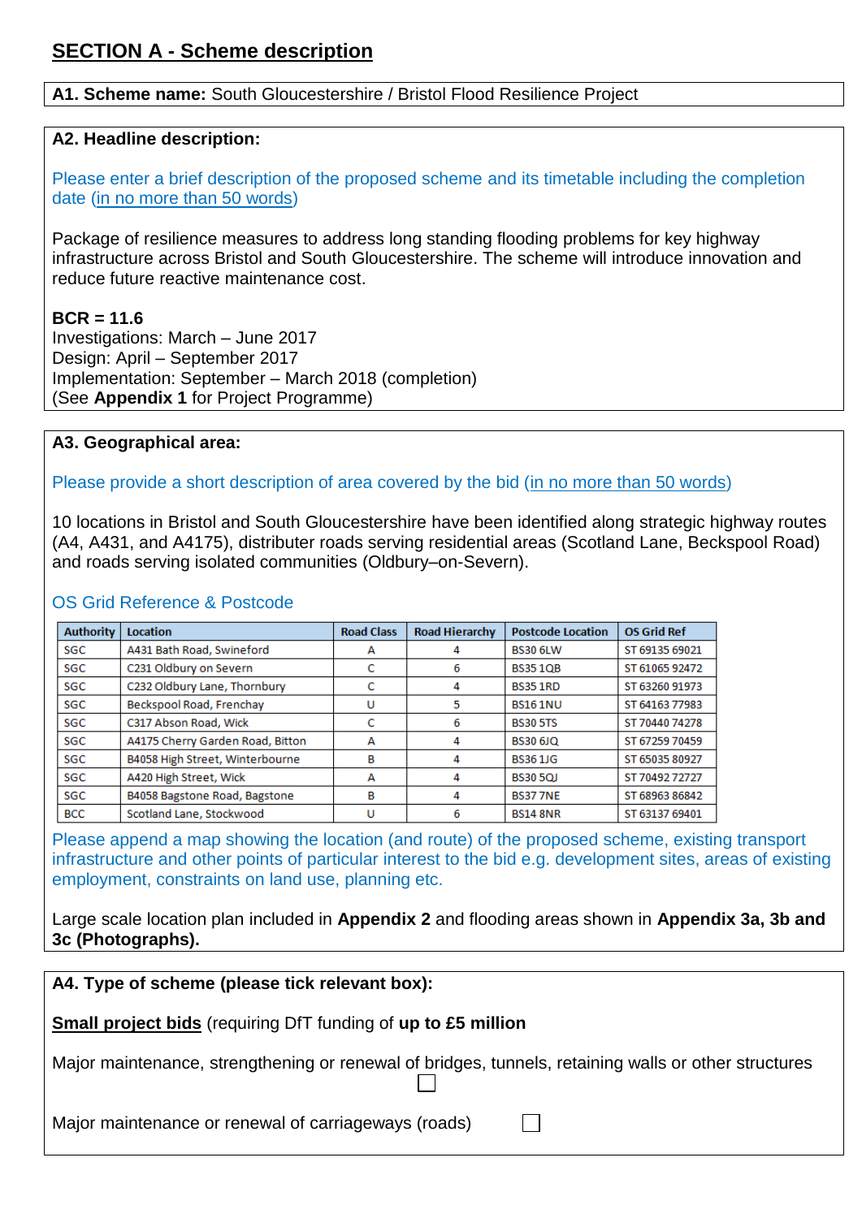# SECTION A - Scheme description

**A1. Scheme name:** South Gloucestershire / Bristol Flood Resilience Project

**A2. Headline description:**

Please enter a brief description of the proposed scheme and its timetable including the completion date (in no more than 50 words)

Package of resilience measures to address long standing flooding problems for key highway infrastructure across Bristol and South Gloucestershire. The scheme will introduce innovation and reduce future reactive maintenance cost.

**BCR = 11.6**
Investigations: March – June 2017
Design: April – September 2017
Implementation: September – March 2018 (completion)
(See **Appendix 1** for Project Programme)

**A3. Geographical area:**

Please provide a short description of area covered by the bid (in no more than 50 words)

10 locations in Bristol and South Gloucestershire have been identified along strategic highway routes (A4, A431, and A4175), distributer roads serving residential areas (Scotland Lane, Beckspool Road) and roads serving isolated communities (Oldbury–on-Severn).

OS Grid Reference & Postcode

| Authority | Location | Road Class | Road Hierarchy | Postcode Location | OS Grid Ref |
|---|---|---|---|---|---|
| SGC | A431 Bath Road, Swineford | A | 4 | BS30 6LW | ST 69135 69021 |
| SGC | C231 Oldbury on Severn | C | 6 | BS35 1QB | ST 61065 92472 |
| SGC | C232 Oldbury Lane, Thornbury | C | 4 | BS35 1RD | ST 63260 91973 |
| SGC | Beckspool Road, Frenchay | U | 5 | BS16 1NU | ST 64163 77983 |
| SGC | C317 Abson Road, Wick | C | 6 | BS30 5TS | ST 70440 74278 |
| SGC | A4175 Cherry Garden Road, Bitton | A | 4 | BS30 6JQ | ST 67259 70459 |
| SGC | B4058 High Street, Winterbourne | B | 4 | BS36 1JG | ST 65035 80927 |
| SGC | A420 High Street, Wick | A | 4 | BS30 5QJ | ST 70492 72727 |
| SGC | B4058 Bagstone Road, Bagstone | B | 4 | BS37 7NE | ST 68963 86842 |
| BCC | Scotland Lane, Stockwood | U | 6 | BS14 8NR | ST 63137 69401 |

Please append a map showing the location (and route) of the proposed scheme, existing transport infrastructure and other points of particular interest to the bid e.g. development sites, areas of existing employment, constraints on land use, planning etc.

Large scale location plan included in **Appendix 2** and flooding areas shown in **Appendix 3a, 3b and 3c (Photographs).**

**A4. Type of scheme (please tick relevant box):**

**Small project bids** (requiring DfT funding of **up to £5 million**

Major maintenance, strengthening or renewal of bridges, tunnels, retaining walls or other structures ☐

Major maintenance or renewal of carriageways (roads) ☐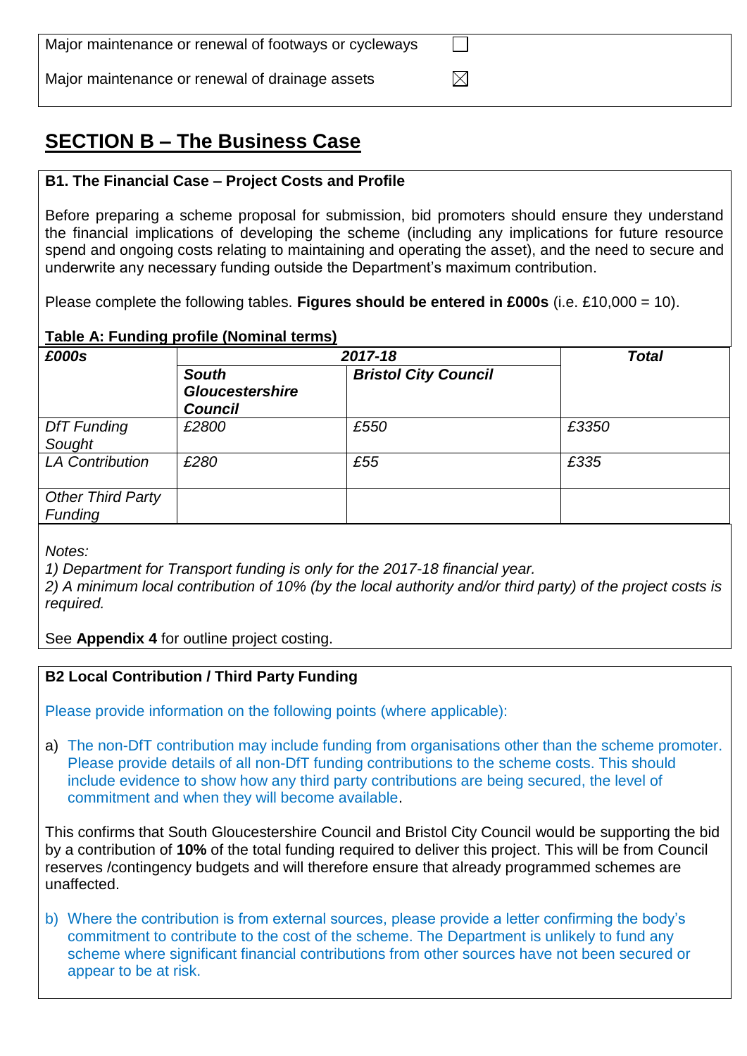| | |
|---|---|
| Major maintenance or renewal of footways or cycleways | ☐ |
| Major maintenance or renewal of drainage assets | ☒ |

## SECTION B – The Business Case

### B1. The Financial Case – Project Costs and Profile

Before preparing a scheme proposal for submission, bid promoters should ensure they understand the financial implications of developing the scheme (including any implications for future resource spend and ongoing costs relating to maintaining and operating the asset), and the need to secure and underwrite any necessary funding outside the Department's maximum contribution.

Please complete the following tables. **Figures should be entered in £000s** (i.e. £10,000 = 10).

**Table A: Funding profile (Nominal terms)**

| ***£000s*** | ***2017-18*** | | ***Total*** |
|---|---|---|---|
| | ***South Gloucestershire Council*** | ***Bristol City Council*** | |
| *DfT Funding Sought* | *£2800* | *£550* | *£3350* |
| *LA Contribution* | *£280* | *£55* | *£335* |
| *Other Third Party Funding* | | | |

*Notes:*
*1) Department for Transport funding is only for the 2017-18 financial year.*
*2) A minimum local contribution of 10% (by the local authority and/or third party) of the project costs is required.*

See **Appendix 4** for outline project costing.

### B2 Local Contribution / Third Party Funding

Please provide information on the following points (where applicable):

a) The non-DfT contribution may include funding from organisations other than the scheme promoter. Please provide details of all non-DfT funding contributions to the scheme costs. This should include evidence to show how any third party contributions are being secured, the level of commitment and when they will become available.

This confirms that South Gloucestershire Council and Bristol City Council would be supporting the bid by a contribution of **10%** of the total funding required to deliver this project. This will be from Council reserves /contingency budgets and will therefore ensure that already programmed schemes are unaffected.

b) Where the contribution is from external sources, please provide a letter confirming the body's commitment to contribute to the cost of the scheme. The Department is unlikely to fund any scheme where significant financial contributions from other sources have not been secured or appear to be at risk.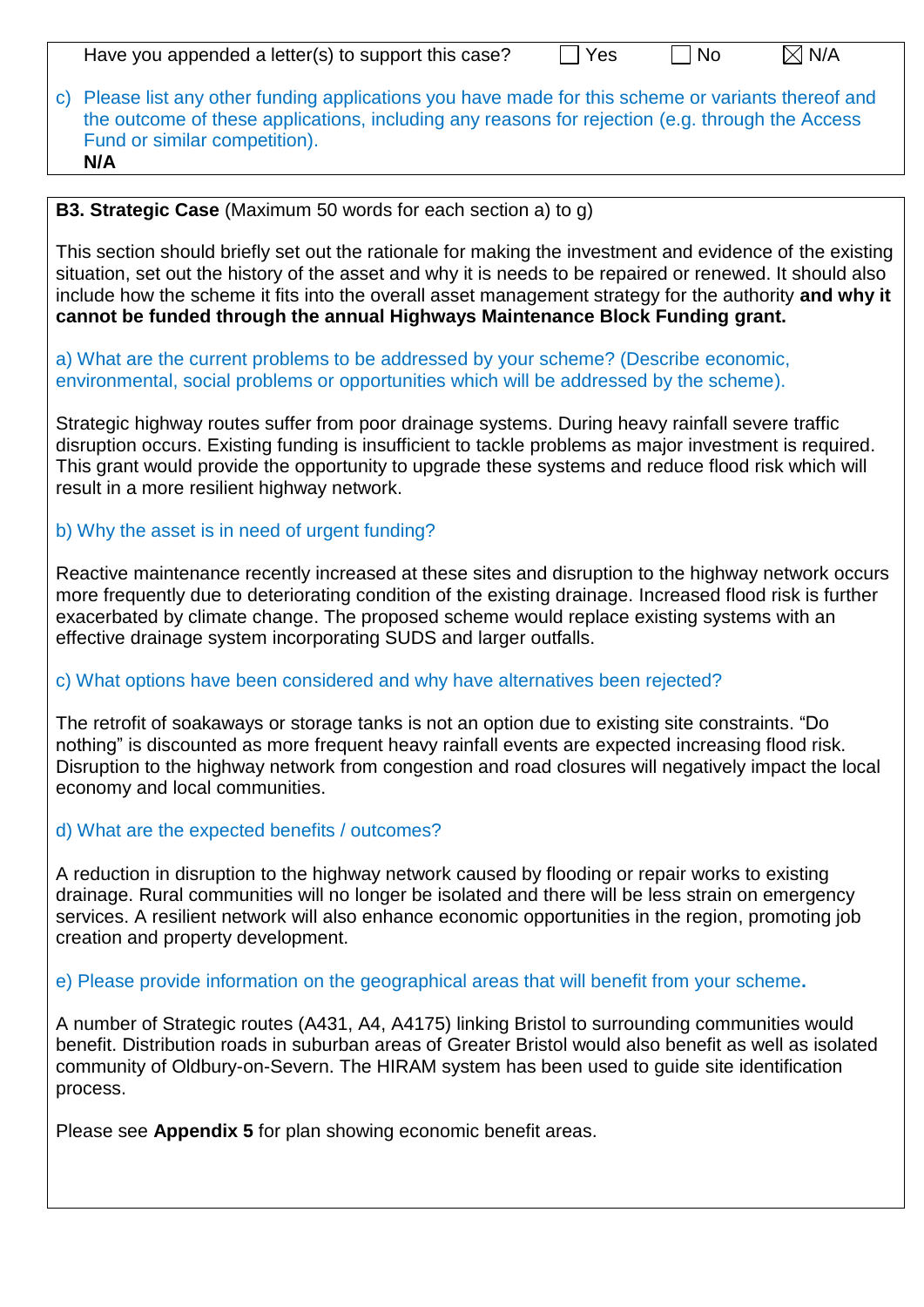Have you appended a letter(s) to support this case? ☐ Yes ☐ No ☒ N/A

c) Please list any other funding applications you have made for this scheme or variants thereof and the outcome of these applications, including any reasons for rejection (e.g. through the Access Fund or similar competition).

**N/A**

**B3. Strategic Case** (Maximum 50 words for each section a) to g))

This section should briefly set out the rationale for making the investment and evidence of the existing situation, set out the history of the asset and why it is needs to be repaired or renewed. It should also include how the scheme it fits into the overall asset management strategy for the authority **and why it cannot be funded through the annual Highways Maintenance Block Funding grant.**

a) What are the current problems to be addressed by your scheme? (Describe economic, environmental, social problems or opportunities which will be addressed by the scheme).

Strategic highway routes suffer from poor drainage systems. During heavy rainfall severe traffic disruption occurs. Existing funding is insufficient to tackle problems as major investment is required. This grant would provide the opportunity to upgrade these systems and reduce flood risk which will result in a more resilient highway network.

b) Why the asset is in need of urgent funding?

Reactive maintenance recently increased at these sites and disruption to the highway network occurs more frequently due to deteriorating condition of the existing drainage. Increased flood risk is further exacerbated by climate change. The proposed scheme would replace existing systems with an effective drainage system incorporating SUDS and larger outfalls.

c) What options have been considered and why have alternatives been rejected?

The retrofit of soakaways or storage tanks is not an option due to existing site constraints. “Do nothing” is discounted as more frequent heavy rainfall events are expected increasing flood risk. Disruption to the highway network from congestion and road closures will negatively impact the local economy and local communities.

d) What are the expected benefits / outcomes?

A reduction in disruption to the highway network caused by flooding or repair works to existing drainage. Rural communities will no longer be isolated and there will be less strain on emergency services. A resilient network will also enhance economic opportunities in the region, promoting job creation and property development.

e) Please provide information on the geographical areas that will benefit from your scheme**.**

A number of Strategic routes (A431, A4, A4175) linking Bristol to surrounding communities would benefit. Distribution roads in suburban areas of Greater Bristol would also benefit as well as isolated community of Oldbury-on-Severn. The HIRAM system has been used to guide site identification process.

Please see **Appendix 5** for plan showing economic benefit areas.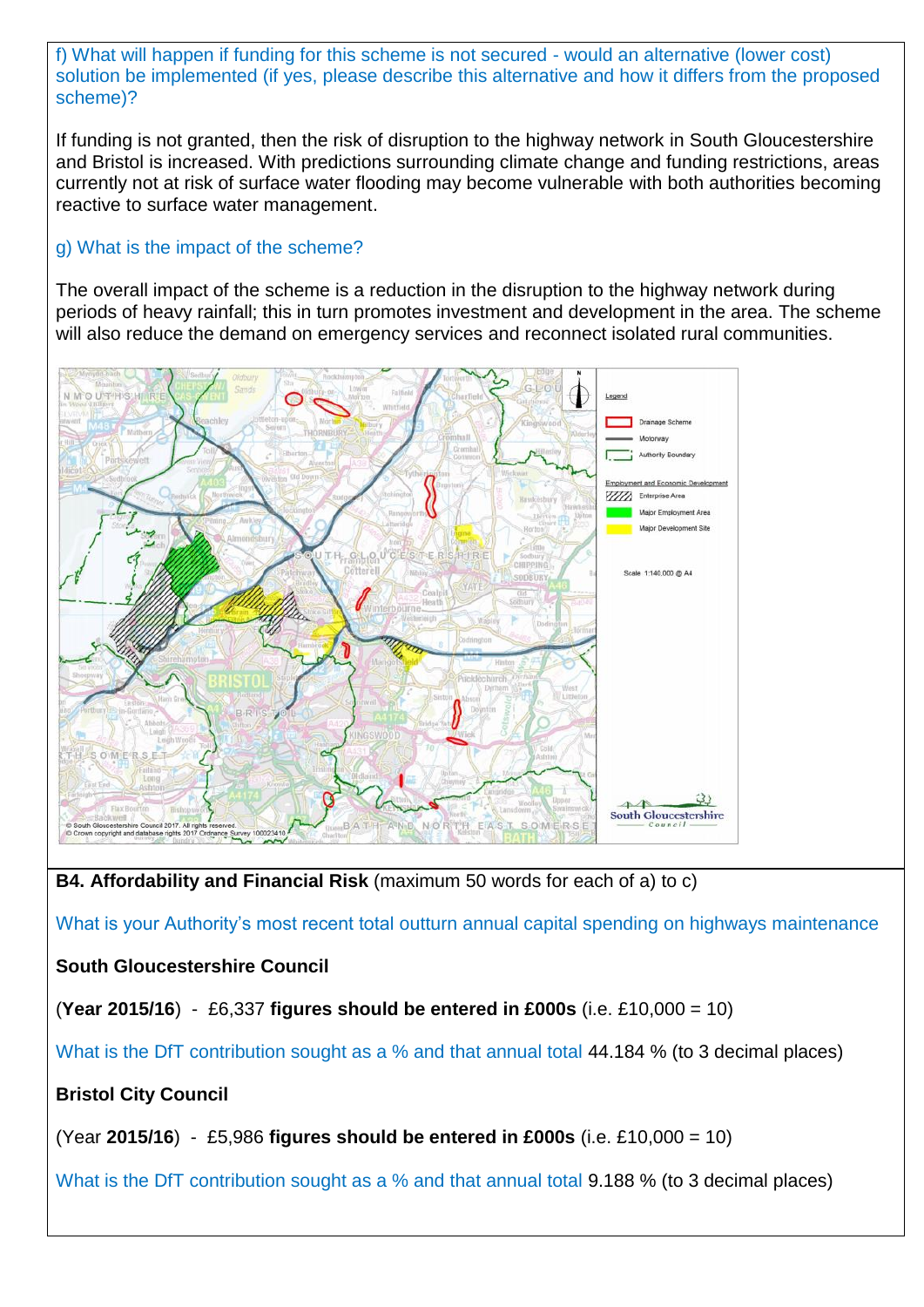f) What will happen if funding for this scheme is not secured - would an alternative (lower cost) solution be implemented (if yes, please describe this alternative and how it differs from the proposed scheme)?

If funding is not granted, then the risk of disruption to the highway network in South Gloucestershire and Bristol is increased. With predictions surrounding climate change and funding restrictions, areas currently not at risk of surface water flooding may become vulnerable with both authorities becoming reactive to surface water management.

g) What is the impact of the scheme?

The overall impact of the scheme is a reduction in the disruption to the highway network during periods of heavy rainfall; this in turn promotes investment and development in the area. The scheme will also reduce the demand on emergency services and reconnect isolated rural communities.

**B4. Affordability and Financial Risk** (maximum 50 words for each of a) to c)

What is your Authority's most recent total outturn annual capital spending on highways maintenance

**South Gloucestershire Council**

(**Year 2015/16**) - £6,337 **figures should be entered in £000s** (i.e. £10,000 = 10)

What is the DfT contribution sought as a % and that annual total 44.184 % (to 3 decimal places)

**Bristol City Council**

(Year **2015/16**) - £5,986 **figures should be entered in £000s** (i.e. £10,000 = 10)

What is the DfT contribution sought as a % and that annual total 9.188 % (to 3 decimal places)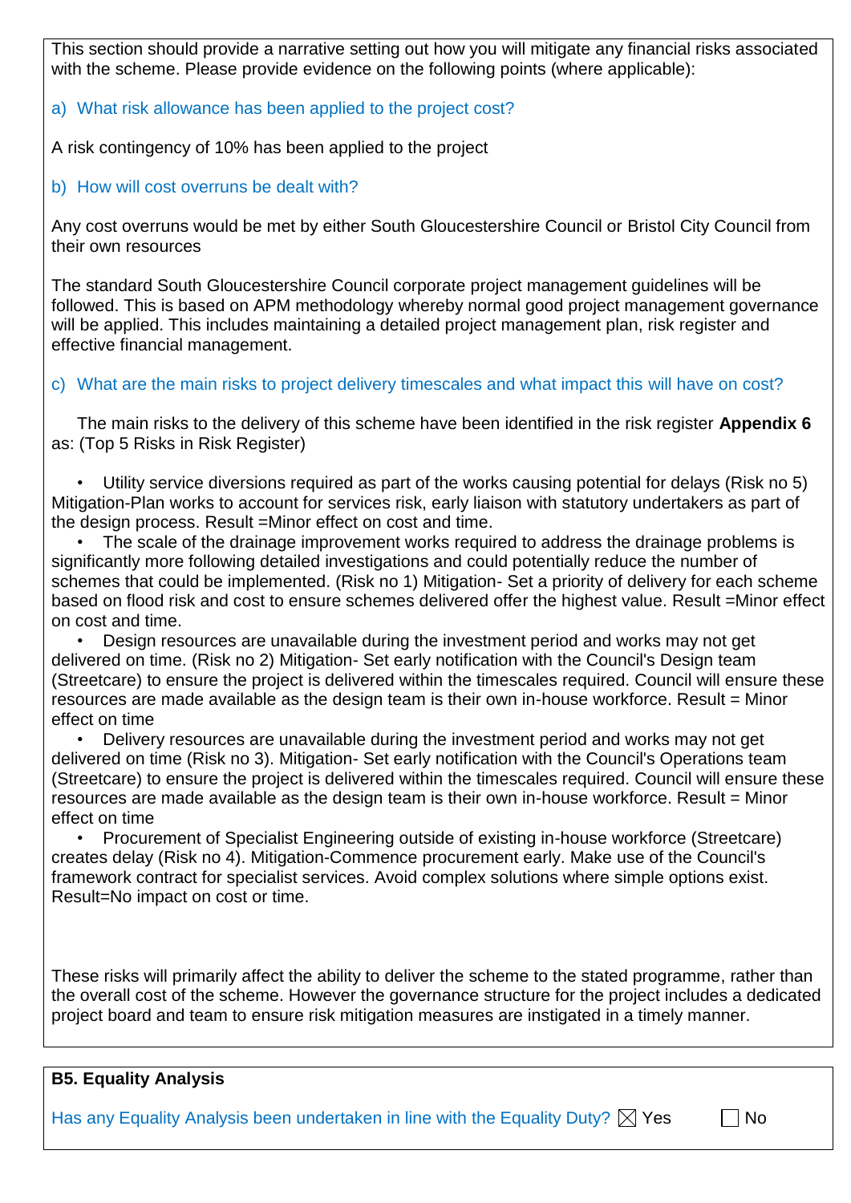This section should provide a narrative setting out how you will mitigate any financial risks associated with the scheme. Please provide evidence on the following points (where applicable):

a) What risk allowance has been applied to the project cost?

A risk contingency of 10% has been applied to the project

b) How will cost overruns be dealt with?

Any cost overruns would be met by either South Gloucestershire Council or Bristol City Council from their own resources

The standard South Gloucestershire Council corporate project management guidelines will be followed. This is based on APM methodology whereby normal good project management governance will be applied. This includes maintaining a detailed project management plan, risk register and effective financial management.

c) What are the main risks to project delivery timescales and what impact this will have on cost?

The main risks to the delivery of this scheme have been identified in the risk register **Appendix 6** as: (Top 5 Risks in Risk Register)

- Utility service diversions required as part of the works causing potential for delays (Risk no 5) Mitigation-Plan works to account for services risk, early liaison with statutory undertakers as part of the design process. Result =Minor effect on cost and time.
- The scale of the drainage improvement works required to address the drainage problems is significantly more following detailed investigations and could potentially reduce the number of schemes that could be implemented. (Risk no 1) Mitigation- Set a priority of delivery for each scheme based on flood risk and cost to ensure schemes delivered offer the highest value. Result =Minor effect on cost and time.
- Design resources are unavailable during the investment period and works may not get delivered on time. (Risk no 2) Mitigation- Set early notification with the Council's Design team (Streetcare) to ensure the project is delivered within the timescales required. Council will ensure these resources are made available as the design team is their own in-house workforce. Result = Minor effect on time
- Delivery resources are unavailable during the investment period and works may not get delivered on time (Risk no 3). Mitigation- Set early notification with the Council's Operations team (Streetcare) to ensure the project is delivered within the timescales required. Council will ensure these resources are made available as the design team is their own in-house workforce. Result = Minor effect on time
- Procurement of Specialist Engineering outside of existing in-house workforce (Streetcare) creates delay (Risk no 4). Mitigation-Commence procurement early. Make use of the Council's framework contract for specialist services. Avoid complex solutions where simple options exist. Result=No impact on cost or time.

These risks will primarily affect the ability to deliver the scheme to the stated programme, rather than the overall cost of the scheme. However the governance structure for the project includes a dedicated project board and team to ensure risk mitigation measures are instigated in a timely manner.

**B5. Equality Analysis**

Has any Equality Analysis been undertaken in line with the Equality Duty? ☒ Yes ☐ No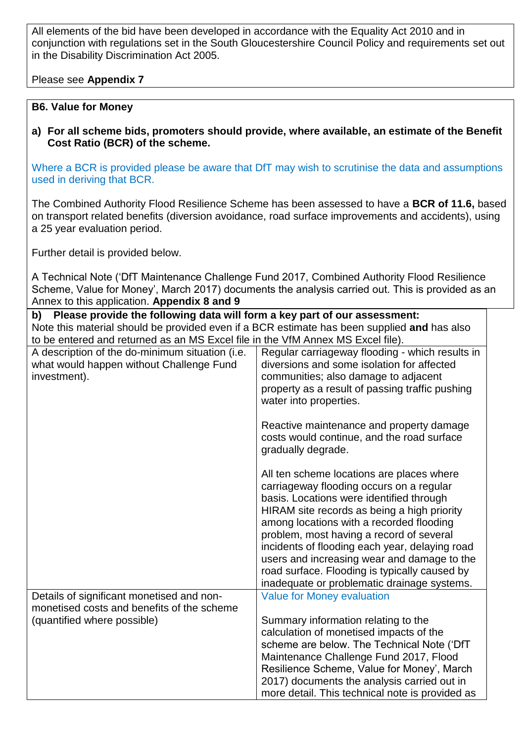All elements of the bid have been developed in accordance with the Equality Act 2010 and in conjunction with regulations set in the South Gloucestershire Council Policy and requirements set out in the Disability Discrimination Act 2005.

Please see **Appendix 7**

**B6. Value for Money**

**a) For all scheme bids, promoters should provide, where available, an estimate of the Benefit Cost Ratio (BCR) of the scheme.**

Where a BCR is provided please be aware that DfT may wish to scrutinise the data and assumptions used in deriving that BCR.

The Combined Authority Flood Resilience Scheme has been assessed to have a **BCR of 11.6,** based on transport related benefits (diversion avoidance, road surface improvements and accidents), using a 25 year evaluation period.

Further detail is provided below.

A Technical Note ('DfT Maintenance Challenge Fund 2017, Combined Authority Flood Resilience Scheme, Value for Money', March 2017) documents the analysis carried out. This is provided as an Annex to this application. **Appendix 8 and 9**

**b) Please provide the following data will form a key part of our assessment:**
Note this material should be provided even if a BCR estimate has been supplied **and** has also to be entered and returned as an MS Excel file in the VfM Annex MS Excel file).

| | |
|---|---|
| A description of the do-minimum situation (i.e. what would happen without Challenge Fund investment). | Regular carriageway flooding - which results in diversions and some isolation for affected communities; also damage to adjacent property as a result of passing traffic pushing water into properties.<br><br>Reactive maintenance and property damage costs would continue, and the road surface gradually degrade.<br><br>All ten scheme locations are places where carriageway flooding occurs on a regular basis. Locations were identified through HIRAM site records as being a high priority among locations with a recorded flooding problem, most having a record of several incidents of flooding each year, delaying road users and increasing wear and damage to the road surface. Flooding is typically caused by inadequate or problematic drainage systems. |
| Details of significant monetised and non-monetised costs and benefits of the scheme (quantified where possible) | Value for Money evaluation<br><br>Summary information relating to the calculation of monetised impacts of the scheme are below. The Technical Note ('DfT Maintenance Challenge Fund 2017, Flood Resilience Scheme, Value for Money', March 2017) documents the analysis carried out in more detail. This technical note is provided as |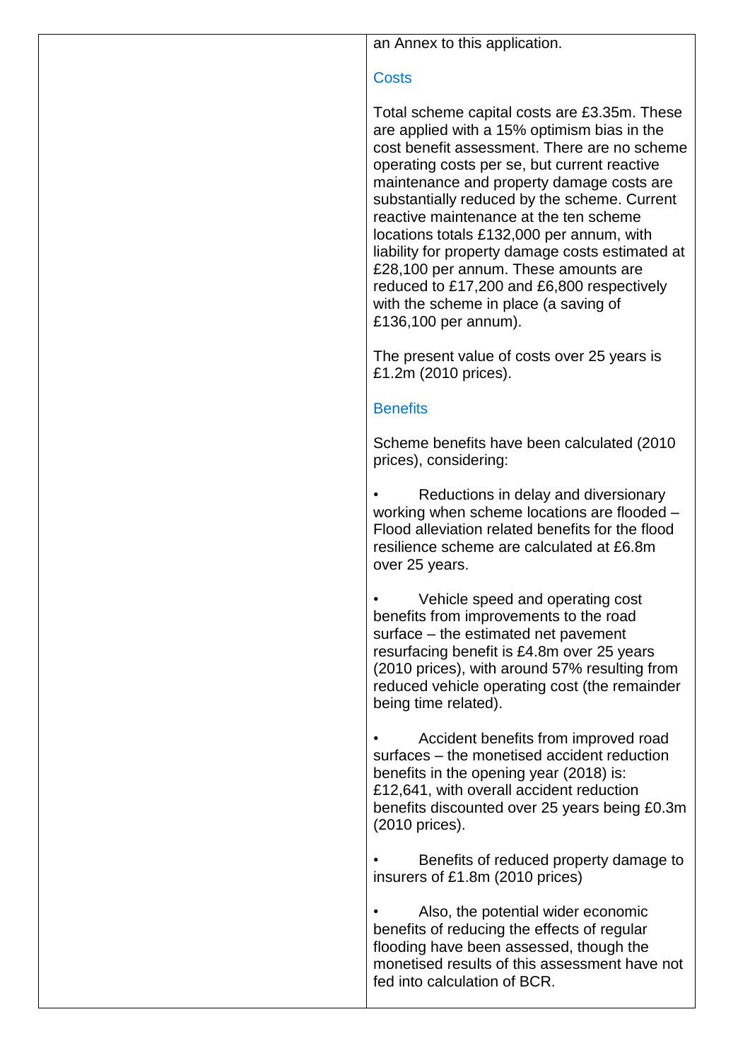an Annex to this application.

### Costs

Total scheme capital costs are £3.35m. These are applied with a 15% optimism bias in the cost benefit assessment. There are no scheme operating costs per se, but current reactive maintenance and property damage costs are substantially reduced by the scheme. Current reactive maintenance at the ten scheme locations totals £132,000 per annum, with liability for property damage costs estimated at £28,100 per annum. These amounts are reduced to £17,200 and £6,800 respectively with the scheme in place (a saving of £136,100 per annum).

The present value of costs over 25 years is £1.2m (2010 prices).

### Benefits

Scheme benefits have been calculated (2010 prices), considering:

- Reductions in delay and diversionary working when scheme locations are flooded – Flood alleviation related benefits for the flood resilience scheme are calculated at £6.8m over 25 years.
- Vehicle speed and operating cost benefits from improvements to the road surface – the estimated net pavement resurfacing benefit is £4.8m over 25 years (2010 prices), with around 57% resulting from reduced vehicle operating cost (the remainder being time related).
- Accident benefits from improved road surfaces – the monetised accident reduction benefits in the opening year (2018) is: £12,641, with overall accident reduction benefits discounted over 25 years being £0.3m (2010 prices).
- Benefits of reduced property damage to insurers of £1.8m (2010 prices)
- Also, the potential wider economic benefits of reducing the effects of regular flooding have been assessed, though the monetised results of this assessment have not fed into calculation of BCR.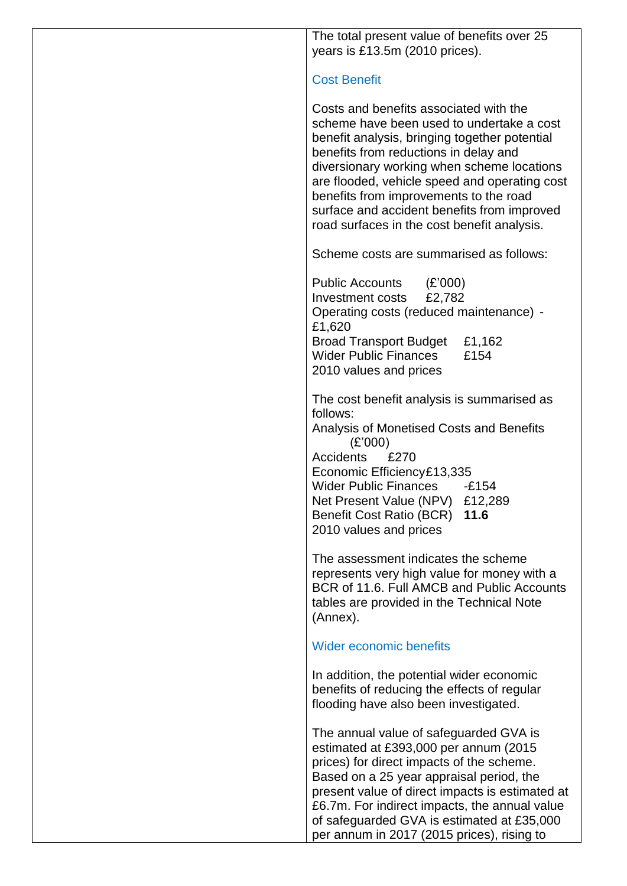The total present value of benefits over 25 years is £13.5m (2010 prices).

### Cost Benefit

Costs and benefits associated with the scheme have been used to undertake a cost benefit analysis, bringing together potential benefits from reductions in delay and diversionary working when scheme locations are flooded, vehicle speed and operating cost benefits from improvements to the road surface and accident benefits from improved road surfaces in the cost benefit analysis.

Scheme costs are summarised as follows:

| Public Accounts | (£'000) |
| --- | --- |
| Investment costs | £2,782 |
| Operating costs (reduced maintenance) | -£1,620 |
| Broad Transport Budget | £1,162 |
| Wider Public Finances | £154 |

2010 values and prices

The cost benefit analysis is summarised as follows:

| Analysis of Monetised Costs and Benefits (£'000) | |
| --- | --- |
| Accidents | £270 |
| Economic Efficiency | £13,335 |
| Wider Public Finances | -£154 |
| Net Present Value (NPV) | £12,289 |
| Benefit Cost Ratio (BCR) | **11.6** |

2010 values and prices

The assessment indicates the scheme represents very high value for money with a BCR of 11.6. Full AMCB and Public Accounts tables are provided in the Technical Note (Annex).

### Wider economic benefits

In addition, the potential wider economic benefits of reducing the effects of regular flooding have also been investigated.

The annual value of safeguarded GVA is estimated at £393,000 per annum (2015 prices) for direct impacts of the scheme. Based on a 25 year appraisal period, the present value of direct impacts is estimated at £6.7m. For indirect impacts, the annual value of safeguarded GVA is estimated at £35,000 per annum in 2017 (2015 prices), rising to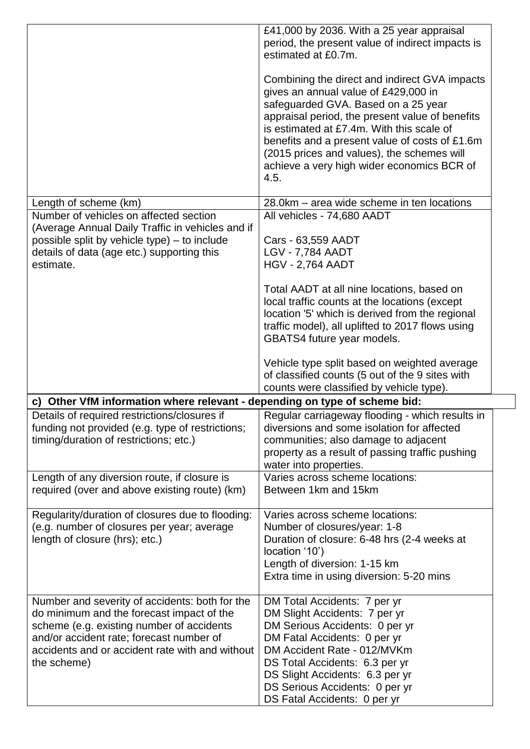| | |
|---|---|
| | £41,000 by 2036. With a 25 year appraisal period, the present value of indirect impacts is estimated at £0.7m.<br><br>Combining the direct and indirect GVA impacts gives an annual value of £429,000 in safeguarded GVA. Based on a 25 year appraisal period, the present value of benefits is estimated at £7.4m. With this scale of benefits and a present value of costs of £1.6m (2015 prices and values), the schemes will achieve a very high wider economics BCR of 4.5. |
| Length of scheme (km) | 28.0km – area wide scheme in ten locations |
| Number of vehicles on affected section (Average Annual Daily Traffic in vehicles and if possible split by vehicle type) – to include details of data (age etc.) supporting this estimate. | All vehicles - 74,680 AADT<br><br>Cars - 63,559 AADT<br>LGV - 7,784 AADT<br>HGV - 2,764 AADT<br><br>Total AADT at all nine locations, based on local traffic counts at the locations (except location '5' which is derived from the regional traffic model), all uplifted to 2017 flows using GBATS4 future year models.<br><br>Vehicle type split based on weighted average of classified counts (5 out of the 9 sites with counts were classified by vehicle type). |
| **c) Other VfM information where relevant - depending on type of scheme bid:** | |
| Details of required restrictions/closures if funding not provided (e.g. type of restrictions; timing/duration of restrictions; etc.) | Regular carriageway flooding - which results in diversions and some isolation for affected communities; also damage to adjacent property as a result of passing traffic pushing water into properties. |
| Length of any diversion route, if closure is required (over and above existing route) (km) | Varies across scheme locations:<br>Between 1km and 15km |
| Regularity/duration of closures due to flooding: (e.g. number of closures per year; average length of closure (hrs); etc.) | Varies across scheme locations:<br>Number of closures/year: 1-8<br>Duration of closure: 6-48 hrs (2-4 weeks at location '10')<br>Length of diversion: 1-15 km<br>Extra time in using diversion: 5-20 mins |
| Number and severity of accidents: both for the do minimum and the forecast impact of the scheme (e.g. existing number of accidents and/or accident rate; forecast number of accidents and or accident rate with and without the scheme) | DM Total Accidents: 7 per yr<br>DM Slight Accidents: 7 per yr<br>DM Serious Accidents: 0 per yr<br>DM Fatal Accidents: 0 per yr<br>DM Accident Rate - 012/MVKm<br>DS Total Accidents: 6.3 per yr<br>DS Slight Accidents: 6.3 per yr<br>DS Serious Accidents: 0 per yr<br>DS Fatal Accidents: 0 per yr |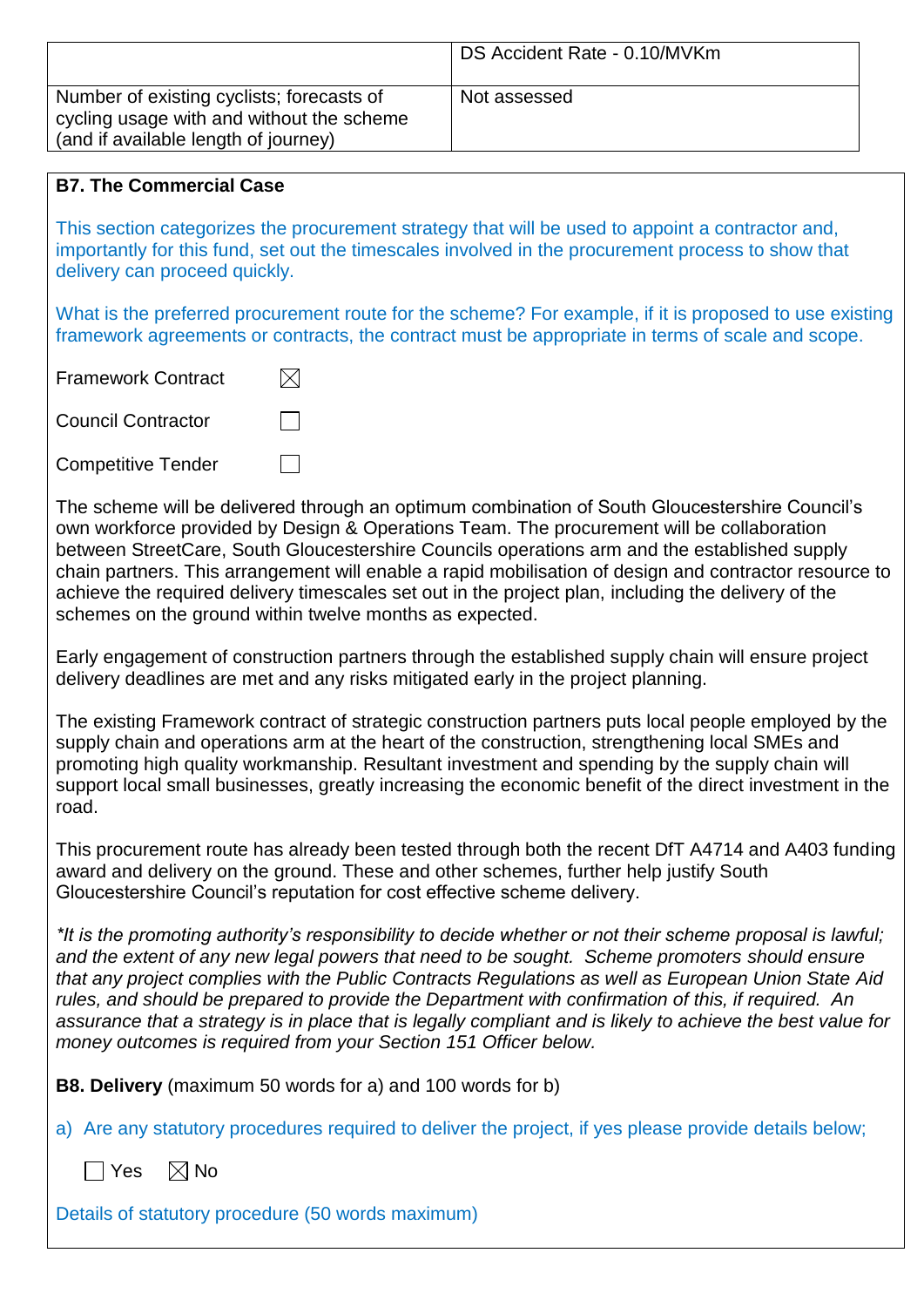| | DS Accident Rate - 0.10/MVKm |
|---|---|
| Number of existing cyclists; forecasts of cycling usage with and without the scheme (and if available length of journey) | Not assessed |

**B7. The Commercial Case**

This section categorizes the procurement strategy that will be used to appoint a contractor and, importantly for this fund, set out the timescales involved in the procurement process to show that delivery can proceed quickly.

What is the preferred procurement route for the scheme? For example, if it is proposed to use existing framework agreements or contracts, the contract must be appropriate in terms of scale and scope.

Framework Contract ☒

Council Contractor ☐

Competitive Tender ☐

The scheme will be delivered through an optimum combination of South Gloucestershire Council's own workforce provided by Design & Operations Team. The procurement will be collaboration between StreetCare, South Gloucestershire Councils operations arm and the established supply chain partners. This arrangement will enable a rapid mobilisation of design and contractor resource to achieve the required delivery timescales set out in the project plan, including the delivery of the schemes on the ground within twelve months as expected.

Early engagement of construction partners through the established supply chain will ensure project delivery deadlines are met and any risks mitigated early in the project planning.

The existing Framework contract of strategic construction partners puts local people employed by the supply chain and operations arm at the heart of the construction, strengthening local SMEs and promoting high quality workmanship. Resultant investment and spending by the supply chain will support local small businesses, greatly increasing the economic benefit of the direct investment in the road.

This procurement route has already been tested through both the recent DfT A4714 and A403 funding award and delivery on the ground. These and other schemes, further help justify South Gloucestershire Council's reputation for cost effective scheme delivery.

*\*It is the promoting authority's responsibility to decide whether or not their scheme proposal is lawful; and the extent of any new legal powers that need to be sought. Scheme promoters should ensure that any project complies with the Public Contracts Regulations as well as European Union State Aid rules, and should be prepared to provide the Department with confirmation of this, if required. An assurance that a strategy is in place that is legally compliant and is likely to achieve the best value for money outcomes is required from your Section 151 Officer below.*

**B8. Delivery** (maximum 50 words for a) and 100 words for b)

a) Are any statutory procedures required to deliver the project, if yes please provide details below;

☐ Yes ☒ No

Details of statutory procedure (50 words maximum)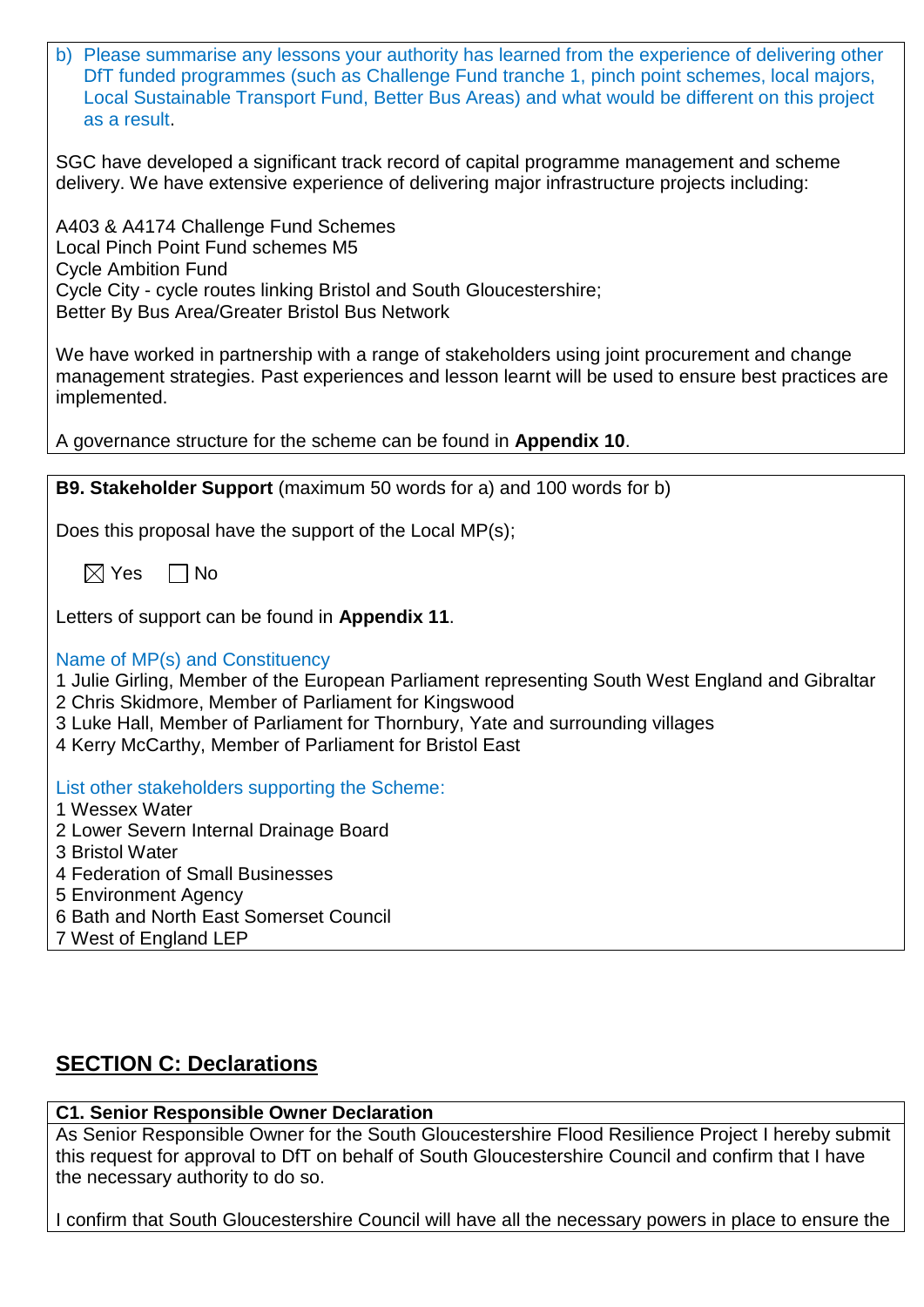b) Please summarise any lessons your authority has learned from the experience of delivering other DfT funded programmes (such as Challenge Fund tranche 1, pinch point schemes, local majors, Local Sustainable Transport Fund, Better Bus Areas) and what would be different on this project as a result.

SGC have developed a significant track record of capital programme management and scheme delivery. We have extensive experience of delivering major infrastructure projects including:

A403 & A4174 Challenge Fund Schemes
Local Pinch Point Fund schemes M5
Cycle Ambition Fund
Cycle City - cycle routes linking Bristol and South Gloucestershire;
Better By Bus Area/Greater Bristol Bus Network

We have worked in partnership with a range of stakeholders using joint procurement and change management strategies. Past experiences and lesson learnt will be used to ensure best practices are implemented.

A governance structure for the scheme can be found in **Appendix 10**.

**B9. Stakeholder Support** (maximum 50 words for a) and 100 words for b)

Does this proposal have the support of the Local MP(s);

☒ Yes ☐ No

Letters of support can be found in **Appendix 11**.

Name of MP(s) and Constituency

1 Julie Girling, Member of the European Parliament representing South West England and Gibraltar
2 Chris Skidmore, Member of Parliament for Kingswood
3 Luke Hall, Member of Parliament for Thornbury, Yate and surrounding villages
4 Kerry McCarthy, Member of Parliament for Bristol East

List other stakeholders supporting the Scheme:

1 Wessex Water
2 Lower Severn Internal Drainage Board
3 Bristol Water
4 Federation of Small Businesses
5 Environment Agency
6 Bath and North East Somerset Council
7 West of England LEP

## SECTION C: Declarations

**C1. Senior Responsible Owner Declaration**

As Senior Responsible Owner for the South Gloucestershire Flood Resilience Project I hereby submit this request for approval to DfT on behalf of South Gloucestershire Council and confirm that I have the necessary authority to do so.

I confirm that South Gloucestershire Council will have all the necessary powers in place to ensure the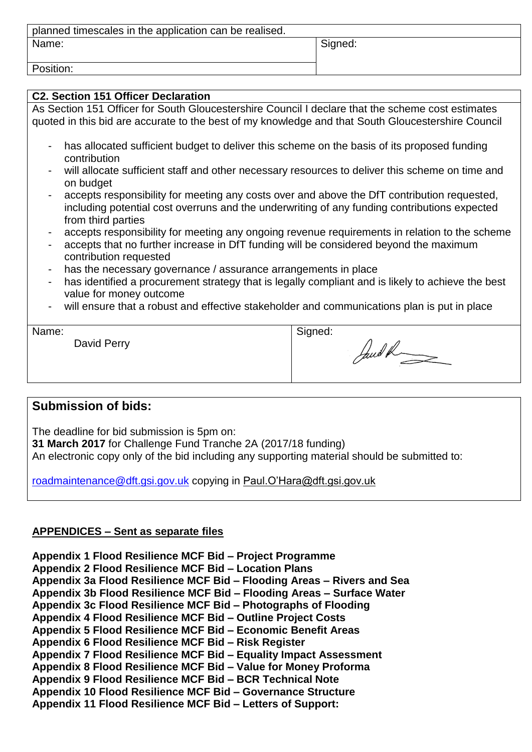| planned timescales in the application can be realised. | |
|---|---|
| Name: | Signed: |
| Position: | |

| **C2. Section 151 Officer Declaration** | |
|---|---|
| As Section 151 Officer for South Gloucestershire Council I declare that the scheme cost estimates quoted in this bid are accurate to the best of my knowledge and that South Gloucestershire Council<br><br>- has allocated sufficient budget to deliver this scheme on the basis of its proposed funding contribution<br>- will allocate sufficient staff and other necessary resources to deliver this scheme on time and on budget<br>- accepts responsibility for meeting any costs over and above the DfT contribution requested, including potential cost overruns and the underwriting of any funding contributions expected from third parties<br>- accepts responsibility for meeting any ongoing revenue requirements in relation to the scheme<br>- accepts that no further increase in DfT funding will be considered beyond the maximum contribution requested<br>- has the necessary governance / assurance arrangements in place<br>- has identified a procurement strategy that is legally compliant and is likely to achieve the best value for money outcome<br>- will ensure that a robust and effective stakeholder and communications plan is put in place | |
| Name: David Perry | Signed: |

## Submission of bids:

The deadline for bid submission is 5pm on:
**31 March 2017** for Challenge Fund Tranche 2A (2017/18 funding)
An electronic copy only of the bid including any supporting material should be submitted to:

roadmaintenance@dft.gsi.gov.uk copying in Paul.O'Hara@dft.gsi.gov.uk

**APPENDICES – Sent as separate files**

**Appendix 1 Flood Resilience MCF Bid – Project Programme**
**Appendix 2 Flood Resilience MCF Bid – Location Plans**
**Appendix 3a Flood Resilience MCF Bid – Flooding Areas – Rivers and Sea**
**Appendix 3b Flood Resilience MCF Bid – Flooding Areas – Surface Water**
**Appendix 3c Flood Resilience MCF Bid – Photographs of Flooding**
**Appendix 4 Flood Resilience MCF Bid – Outline Project Costs**
**Appendix 5 Flood Resilience MCF Bid – Economic Benefit Areas**
**Appendix 6 Flood Resilience MCF Bid – Risk Register**
**Appendix 7 Flood Resilience MCF Bid – Equality Impact Assessment**
**Appendix 8 Flood Resilience MCF Bid – Value for Money Proforma**
**Appendix 9 Flood Resilience MCF Bid – BCR Technical Note**
**Appendix 10 Flood Resilience MCF Bid – Governance Structure**
**Appendix 11 Flood Resilience MCF Bid – Letters of Support:**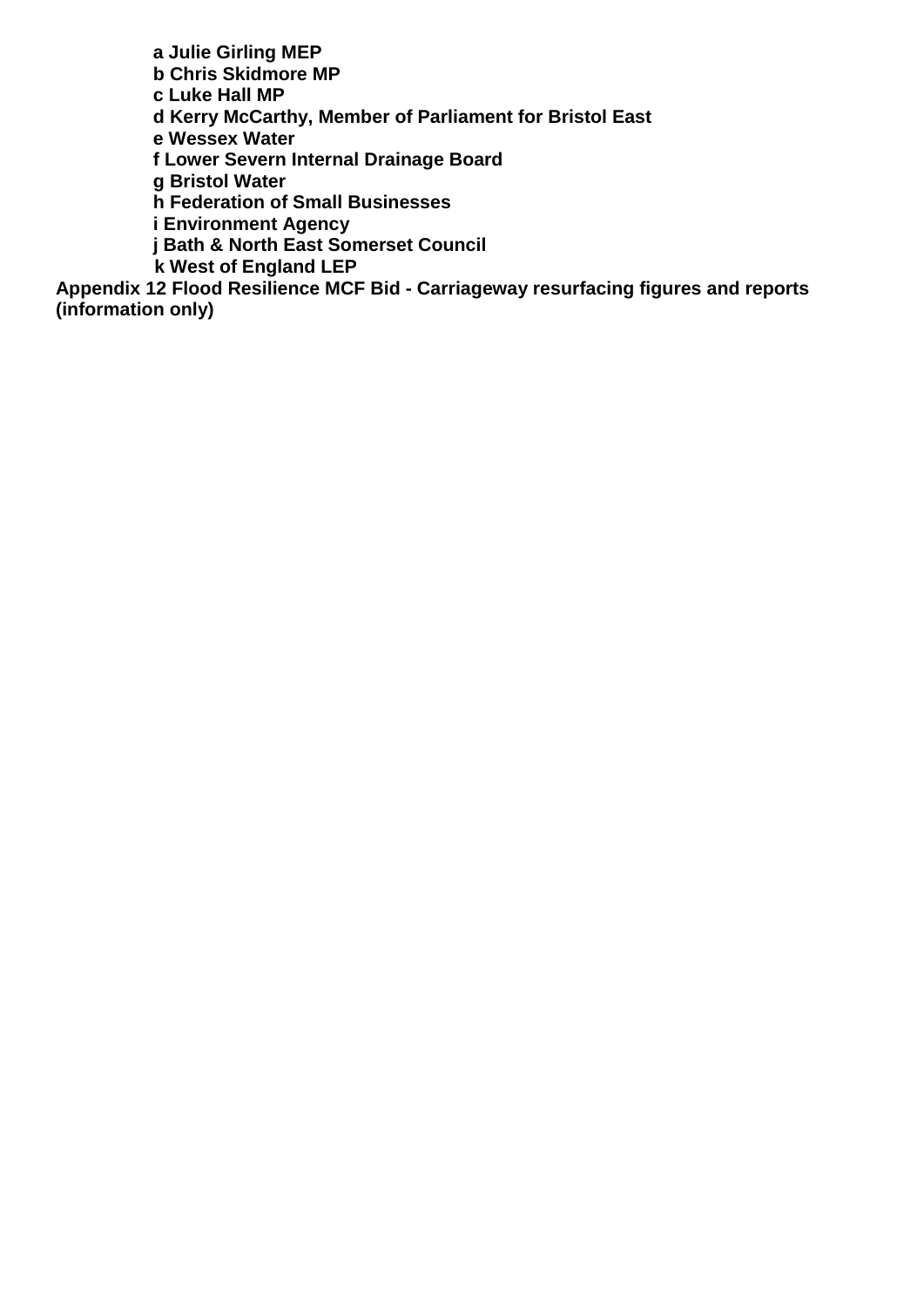**a Julie Girling MEP**
**b Chris Skidmore MP**
**c Luke Hall MP**
**d Kerry McCarthy, Member of Parliament for Bristol East**
**e Wessex Water**
**f Lower Severn Internal Drainage Board**
**g Bristol Water**
**h Federation of Small Businesses**
**i Environment Agency**
**j Bath & North East Somerset Council**
**k West of England LEP**

**Appendix 12 Flood Resilience MCF Bid - Carriageway resurfacing figures and reports (information only)**